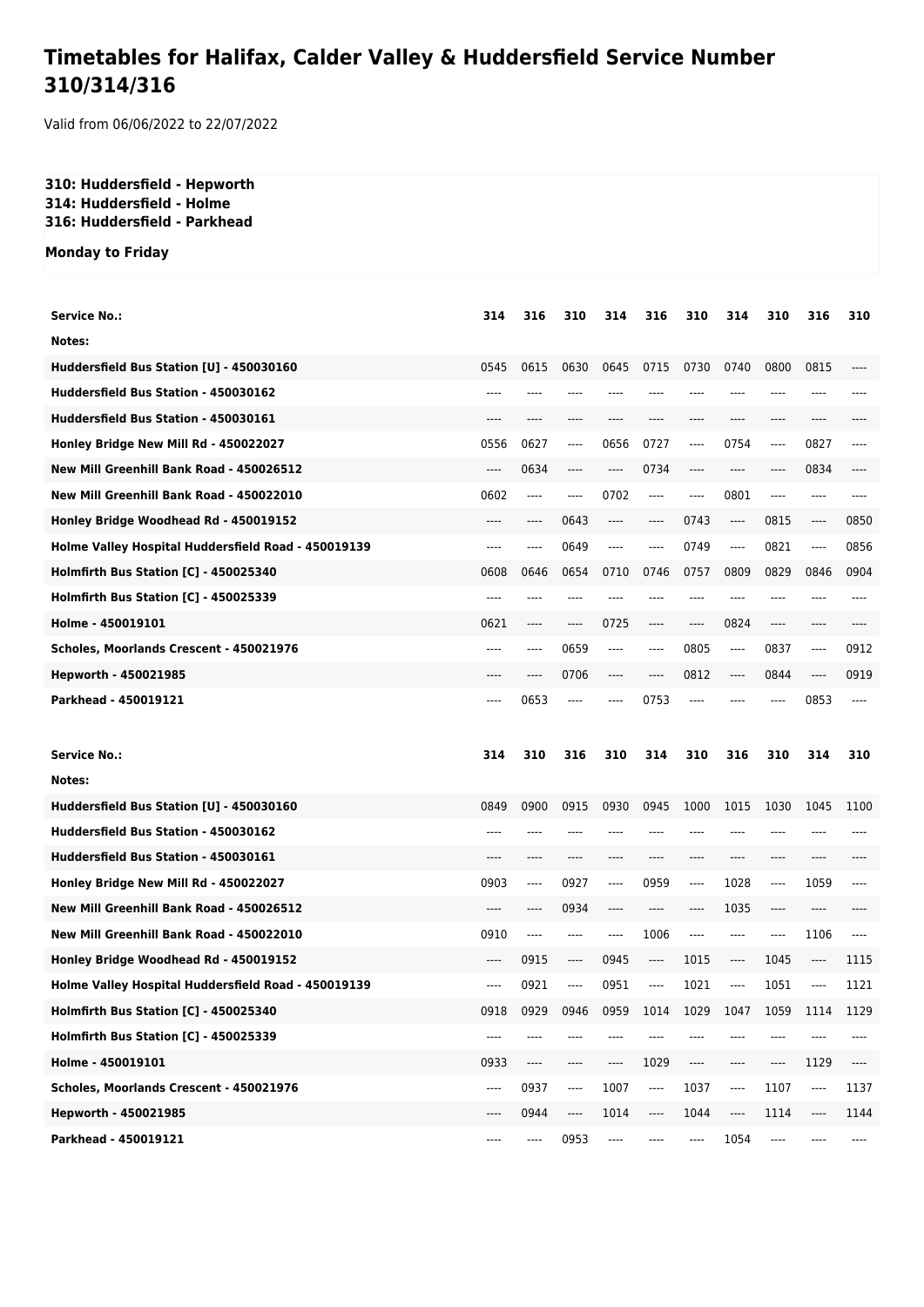# Timetables for Halifax, Calder Valley & Huddersfield Service Number 310/314/316

Valid from 06/06/2022 to 22/07/2022

**310: Huddersfield - Hepworth**
**314: Huddersfield - Holme**
**316: Huddersfield - Parkhead**

**Monday to Friday**

| Service No.: | 314 | 316 | 310 | 314 | 316 | 310 | 314 | 310 | 316 | 310 |
|---|---|---|---|---|---|---|---|---|---|---|
| Notes: | | | | | | | | | | |
| Huddersfield Bus Station [U] - 450030160 | 0545 | 0615 | 0630 | 0645 | 0715 | 0730 | 0740 | 0800 | 0815 | ---- |
| Huddersfield Bus Station - 450030162 | ---- | ---- | ---- | ---- | ---- | ---- | ---- | ---- | ---- | ---- |
| Huddersfield Bus Station - 450030161 | ---- | ---- | ---- | ---- | ---- | ---- | ---- | ---- | ---- | ---- |
| Honley Bridge New Mill Rd - 450022027 | 0556 | 0627 | ---- | 0656 | 0727 | ---- | 0754 | ---- | 0827 | ---- |
| New Mill Greenhill Bank Road - 450026512 | ---- | 0634 | ---- | ---- | 0734 | ---- | ---- | ---- | 0834 | ---- |
| New Mill Greenhill Bank Road - 450022010 | 0602 | ---- | ---- | 0702 | ---- | ---- | 0801 | ---- | ---- | ---- |
| Honley Bridge Woodhead Rd - 450019152 | ---- | ---- | 0643 | ---- | ---- | 0743 | ---- | 0815 | ---- | 0850 |
| Holme Valley Hospital Huddersfield Road - 450019139 | ---- | ---- | 0649 | ---- | ---- | 0749 | ---- | 0821 | ---- | 0856 |
| Holmfirth Bus Station [C] - 450025340 | 0608 | 0646 | 0654 | 0710 | 0746 | 0757 | 0809 | 0829 | 0846 | 0904 |
| Holmfirth Bus Station [C] - 450025339 | ---- | ---- | ---- | ---- | ---- | ---- | ---- | ---- | ---- | ---- |
| Holme - 450019101 | 0621 | ---- | ---- | 0725 | ---- | ---- | 0824 | ---- | ---- | ---- |
| Scholes, Moorlands Crescent - 450021976 | ---- | ---- | 0659 | ---- | ---- | 0805 | ---- | 0837 | ---- | 0912 |
| Hepworth - 450021985 | ---- | ---- | 0706 | ---- | ---- | 0812 | ---- | 0844 | ---- | 0919 |
| Parkhead - 450019121 | ---- | 0653 | ---- | ---- | 0753 | ---- | ---- | ---- | 0853 | ---- |

| Service No.: | 314 | 310 | 316 | 310 | 314 | 310 | 316 | 310 | 314 | 310 |
|---|---|---|---|---|---|---|---|---|---|---|
| Notes: | | | | | | | | | | |
| Huddersfield Bus Station [U] - 450030160 | 0849 | 0900 | 0915 | 0930 | 0945 | 1000 | 1015 | 1030 | 1045 | 1100 |
| Huddersfield Bus Station - 450030162 | ---- | ---- | ---- | ---- | ---- | ---- | ---- | ---- | ---- | ---- |
| Huddersfield Bus Station - 450030161 | ---- | ---- | ---- | ---- | ---- | ---- | ---- | ---- | ---- | ---- |
| Honley Bridge New Mill Rd - 450022027 | 0903 | ---- | 0927 | ---- | 0959 | ---- | 1028 | ---- | 1059 | ---- |
| New Mill Greenhill Bank Road - 450026512 | ---- | ---- | 0934 | ---- | ---- | ---- | 1035 | ---- | ---- | ---- |
| New Mill Greenhill Bank Road - 450022010 | 0910 | ---- | ---- | ---- | 1006 | ---- | ---- | ---- | 1106 | ---- |
| Honley Bridge Woodhead Rd - 450019152 | ---- | 0915 | ---- | 0945 | ---- | 1015 | ---- | 1045 | ---- | 1115 |
| Holme Valley Hospital Huddersfield Road - 450019139 | ---- | 0921 | ---- | 0951 | ---- | 1021 | ---- | 1051 | ---- | 1121 |
| Holmfirth Bus Station [C] - 450025340 | 0918 | 0929 | 0946 | 0959 | 1014 | 1029 | 1047 | 1059 | 1114 | 1129 |
| Holmfirth Bus Station [C] - 450025339 | ---- | ---- | ---- | ---- | ---- | ---- | ---- | ---- | ---- | ---- |
| Holme - 450019101 | 0933 | ---- | ---- | ---- | 1029 | ---- | ---- | ---- | 1129 | ---- |
| Scholes, Moorlands Crescent - 450021976 | ---- | 0937 | ---- | 1007 | ---- | 1037 | ---- | 1107 | ---- | 1137 |
| Hepworth - 450021985 | ---- | 0944 | ---- | 1014 | ---- | 1044 | ---- | 1114 | ---- | 1144 |
| Parkhead - 450019121 | ---- | ---- | 0953 | ---- | ---- | ---- | 1054 | ---- | ---- | ---- |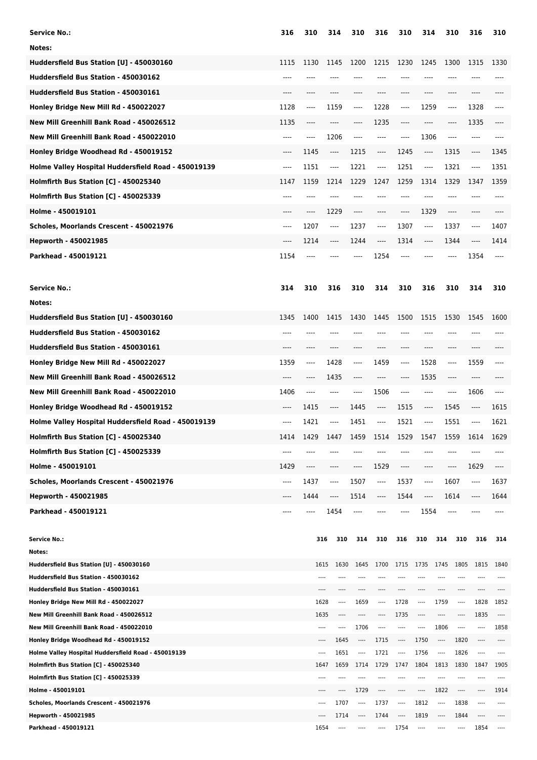| Service No.: | 316 | 310 | 314 | 310 | 316 | 310 | 314 | 310 | 316 | 310 |
|---|---|---|---|---|---|---|---|---|---|---|
| Notes: | | | | | | | | | | |
| Huddersfield Bus Station [U] - 450030160 | 1115 | 1130 | 1145 | 1200 | 1215 | 1230 | 1245 | 1300 | 1315 | 1330 |
| Huddersfield Bus Station - 450030162 | ---- | ---- | ---- | ---- | ---- | ---- | ---- | ---- | ---- | ---- |
| Huddersfield Bus Station - 450030161 | ---- | ---- | ---- | ---- | ---- | ---- | ---- | ---- | ---- | ---- |
| Honley Bridge New Mill Rd - 450022027 | 1128 | ---- | 1159 | ---- | 1228 | ---- | 1259 | ---- | 1328 | ---- |
| New Mill Greenhill Bank Road - 450026512 | 1135 | ---- | ---- | ---- | 1235 | ---- | ---- | ---- | 1335 | ---- |
| New Mill Greenhill Bank Road - 450022010 | ---- | ---- | 1206 | ---- | ---- | ---- | 1306 | ---- | ---- | ---- |
| Honley Bridge Woodhead Rd - 450019152 | ---- | 1145 | ---- | 1215 | ---- | 1245 | ---- | 1315 | ---- | 1345 |
| Holme Valley Hospital Huddersfield Road - 450019139 | ---- | 1151 | ---- | 1221 | ---- | 1251 | ---- | 1321 | ---- | 1351 |
| Holmfirth Bus Station [C] - 450025340 | 1147 | 1159 | 1214 | 1229 | 1247 | 1259 | 1314 | 1329 | 1347 | 1359 |
| Holmfirth Bus Station [C] - 450025339 | ---- | ---- | ---- | ---- | ---- | ---- | ---- | ---- | ---- | ---- |
| Holme - 450019101 | ---- | ---- | 1229 | ---- | ---- | ---- | 1329 | ---- | ---- | ---- |
| Scholes, Moorlands Crescent - 450021976 | ---- | 1207 | ---- | 1237 | ---- | 1307 | ---- | 1337 | ---- | 1407 |
| Hepworth - 450021985 | ---- | 1214 | ---- | 1244 | ---- | 1314 | ---- | 1344 | ---- | 1414 |
| Parkhead - 450019121 | 1154 | ---- | ---- | ---- | 1254 | ---- | ---- | ---- | 1354 | ---- |

| Service No.: | 314 | 310 | 316 | 310 | 314 | 310 | 316 | 310 | 314 | 310 |
|---|---|---|---|---|---|---|---|---|---|---|
| Notes: | | | | | | | | | | |
| Huddersfield Bus Station [U] - 450030160 | 1345 | 1400 | 1415 | 1430 | 1445 | 1500 | 1515 | 1530 | 1545 | 1600 |
| Huddersfield Bus Station - 450030162 | ---- | ---- | ---- | ---- | ---- | ---- | ---- | ---- | ---- | ---- |
| Huddersfield Bus Station - 450030161 | ---- | ---- | ---- | ---- | ---- | ---- | ---- | ---- | ---- | ---- |
| Honley Bridge New Mill Rd - 450022027 | 1359 | ---- | 1428 | ---- | 1459 | ---- | 1528 | ---- | 1559 | ---- |
| New Mill Greenhill Bank Road - 450026512 | ---- | ---- | 1435 | ---- | ---- | ---- | 1535 | ---- | ---- | ---- |
| New Mill Greenhill Bank Road - 450022010 | 1406 | ---- | ---- | ---- | 1506 | ---- | ---- | ---- | 1606 | ---- |
| Honley Bridge Woodhead Rd - 450019152 | ---- | 1415 | ---- | 1445 | ---- | 1515 | ---- | 1545 | ---- | 1615 |
| Holme Valley Hospital Huddersfield Road - 450019139 | ---- | 1421 | ---- | 1451 | ---- | 1521 | ---- | 1551 | ---- | 1621 |
| Holmfirth Bus Station [C] - 450025340 | 1414 | 1429 | 1447 | 1459 | 1514 | 1529 | 1547 | 1559 | 1614 | 1629 |
| Holmfirth Bus Station [C] - 450025339 | ---- | ---- | ---- | ---- | ---- | ---- | ---- | ---- | ---- | ---- |
| Holme - 450019101 | 1429 | ---- | ---- | ---- | 1529 | ---- | ---- | ---- | 1629 | ---- |
| Scholes, Moorlands Crescent - 450021976 | ---- | 1437 | ---- | 1507 | ---- | 1537 | ---- | 1607 | ---- | 1637 |
| Hepworth - 450021985 | ---- | 1444 | ---- | 1514 | ---- | 1544 | ---- | 1614 | ---- | 1644 |
| Parkhead - 450019121 | ---- | ---- | 1454 | ---- | ---- | ---- | 1554 | ---- | ---- | ---- |

| Service No.: | 316 | 310 | 314 | 310 | 316 | 310 | 314 | 310 | 316 | 314 |
|---|---|---|---|---|---|---|---|---|---|---|
| Notes: | | | | | | | | | | |
| Huddersfield Bus Station [U] - 450030160 | 1615 | 1630 | 1645 | 1700 | 1715 | 1735 | 1745 | 1805 | 1815 | 1840 |
| Huddersfield Bus Station - 450030162 | ---- | ---- | ---- | ---- | ---- | ---- | ---- | ---- | ---- | ---- |
| Huddersfield Bus Station - 450030161 | ---- | ---- | ---- | ---- | ---- | ---- | ---- | ---- | ---- | ---- |
| Honley Bridge New Mill Rd - 450022027 | 1628 | ---- | 1659 | ---- | 1728 | ---- | 1759 | ---- | 1828 | 1852 |
| New Mill Greenhill Bank Road - 450026512 | 1635 | ---- | ---- | ---- | 1735 | ---- | ---- | ---- | 1835 | ---- |
| New Mill Greenhill Bank Road - 450022010 | ---- | ---- | 1706 | ---- | ---- | ---- | 1806 | ---- | ---- | 1858 |
| Honley Bridge Woodhead Rd - 450019152 | ---- | 1645 | ---- | 1715 | ---- | 1750 | ---- | 1820 | ---- | ---- |
| Holme Valley Hospital Huddersfield Road - 450019139 | ---- | 1651 | ---- | 1721 | ---- | 1756 | ---- | 1826 | ---- | ---- |
| Holmfirth Bus Station [C] - 450025340 | 1647 | 1659 | 1714 | 1729 | 1747 | 1804 | 1813 | 1830 | 1847 | 1905 |
| Holmfirth Bus Station [C] - 450025339 | ---- | ---- | ---- | ---- | ---- | ---- | ---- | ---- | ---- | ---- |
| Holme - 450019101 | ---- | ---- | 1729 | ---- | ---- | ---- | 1822 | ---- | ---- | 1914 |
| Scholes, Moorlands Crescent - 450021976 | ---- | 1707 | ---- | 1737 | ---- | 1812 | ---- | 1838 | ---- | ---- |
| Hepworth - 450021985 | ---- | 1714 | ---- | 1744 | ---- | 1819 | ---- | 1844 | ---- | ---- |
| Parkhead - 450019121 | 1654 | ---- | ---- | ---- | 1754 | ---- | ---- | ---- | 1854 | ---- |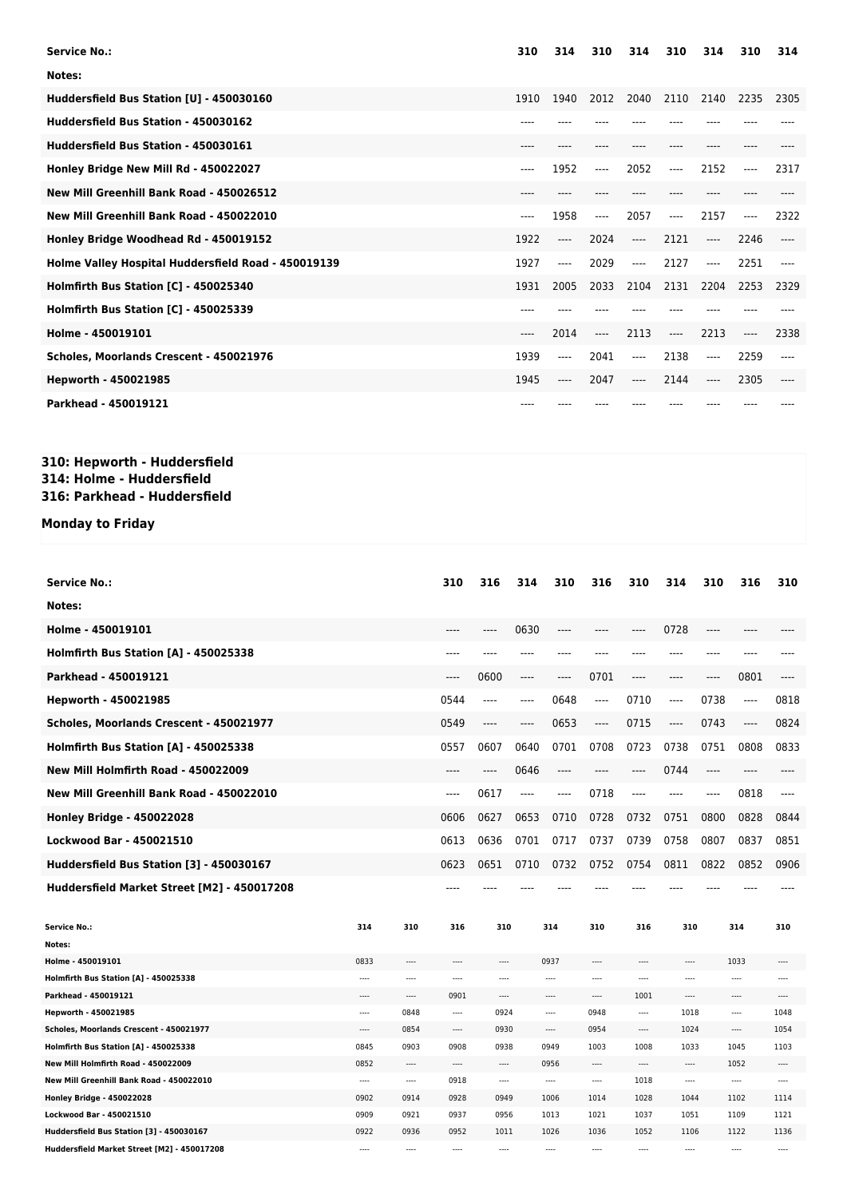| Service No.: | 310 | 314 | 310 | 314 | 310 | 314 | 310 | 314 |
|---|---|---|---|---|---|---|---|---|
| Notes: | | | | | | | | |
| Huddersfield Bus Station [U] - 450030160 | 1910 | 1940 | 2012 | 2040 | 2110 | 2140 | 2235 | 2305 |
| Huddersfield Bus Station - 450030162 | ---- | ---- | ---- | ---- | ---- | ---- | ---- | ---- |
| Huddersfield Bus Station - 450030161 | ---- | ---- | ---- | ---- | ---- | ---- | ---- | ---- |
| Honley Bridge New Mill Rd - 450022027 | ---- | 1952 | ---- | 2052 | ---- | 2152 | ---- | 2317 |
| New Mill Greenhill Bank Road - 450026512 | ---- | ---- | ---- | ---- | ---- | ---- | ---- | ---- |
| New Mill Greenhill Bank Road - 450022010 | ---- | 1958 | ---- | 2057 | ---- | 2157 | ---- | 2322 |
| Honley Bridge Woodhead Rd - 450019152 | 1922 | ---- | 2024 | ---- | 2121 | ---- | 2246 | ---- |
| Holme Valley Hospital Huddersfield Road - 450019139 | 1927 | ---- | 2029 | ---- | 2127 | ---- | 2251 | ---- |
| Holmfirth Bus Station [C] - 450025340 | 1931 | 2005 | 2033 | 2104 | 2131 | 2204 | 2253 | 2329 |
| Holmfirth Bus Station [C] - 450025339 | ---- | ---- | ---- | ---- | ---- | ---- | ---- | ---- |
| Holme - 450019101 | ---- | 2014 | ---- | 2113 | ---- | 2213 | ---- | 2338 |
| Scholes, Moorlands Crescent - 450021976 | 1939 | ---- | 2041 | ---- | 2138 | ---- | 2259 | ---- |
| Hepworth - 450021985 | 1945 | ---- | 2047 | ---- | 2144 | ---- | 2305 | ---- |
| Parkhead - 450019121 | ---- | ---- | ---- | ---- | ---- | ---- | ---- | ---- |

## 310: Hepworth - Huddersfield
## 314: Holme - Huddersfield
## 316: Parkhead - Huddersfield

### Monday to Friday

| Service No.: | 310 | 316 | 314 | 310 | 316 | 310 | 314 | 310 | 316 | 310 |
|---|---|---|---|---|---|---|---|---|---|---|
| Notes: | | | | | | | | | | |
| Holme - 450019101 | ---- | ---- | 0630 | ---- | ---- | ---- | 0728 | ---- | ---- | ---- |
| Holmfirth Bus Station [A] - 450025338 | ---- | ---- | ---- | ---- | ---- | ---- | ---- | ---- | ---- | ---- |
| Parkhead - 450019121 | ---- | 0600 | ---- | ---- | 0701 | ---- | ---- | ---- | 0801 | ---- |
| Hepworth - 450021985 | 0544 | ---- | ---- | 0648 | ---- | 0710 | ---- | 0738 | ---- | 0818 |
| Scholes, Moorlands Crescent - 450021977 | 0549 | ---- | ---- | 0653 | ---- | 0715 | ---- | 0743 | ---- | 0824 |
| Holmfirth Bus Station [A] - 450025338 | 0557 | 0607 | 0640 | 0701 | 0708 | 0723 | 0738 | 0751 | 0808 | 0833 |
| New Mill Holmfirth Road - 450022009 | ---- | ---- | 0646 | ---- | ---- | ---- | 0744 | ---- | ---- | ---- |
| New Mill Greenhill Bank Road - 450022010 | ---- | 0617 | ---- | ---- | 0718 | ---- | ---- | ---- | 0818 | ---- |
| Honley Bridge - 450022028 | 0606 | 0627 | 0653 | 0710 | 0728 | 0732 | 0751 | 0800 | 0828 | 0844 |
| Lockwood Bar - 450021510 | 0613 | 0636 | 0701 | 0717 | 0737 | 0739 | 0758 | 0807 | 0837 | 0851 |
| Huddersfield Bus Station [3] - 450030167 | 0623 | 0651 | 0710 | 0732 | 0752 | 0754 | 0811 | 0822 | 0852 | 0906 |
| Huddersfield Market Street [M2] - 450017208 | ---- | ---- | ---- | ---- | ---- | ---- | ---- | ---- | ---- | ---- |

| Service No.: | 314 | 310 | 316 | 310 | 314 | 310 | 316 | 310 | 314 | 310 |
|---|---|---|---|---|---|---|---|---|---|---|
| Notes: | | | | | | | | | | |
| Holme - 450019101 | 0833 | ---- | ---- | ---- | 0937 | ---- | ---- | ---- | 1033 | ---- |
| Holmfirth Bus Station [A] - 450025338 | ---- | ---- | ---- | ---- | ---- | ---- | ---- | ---- | ---- | ---- |
| Parkhead - 450019121 | ---- | ---- | 0901 | ---- | ---- | ---- | 1001 | ---- | ---- | ---- |
| Hepworth - 450021985 | ---- | 0848 | ---- | 0924 | ---- | 0948 | ---- | 1018 | ---- | 1048 |
| Scholes, Moorlands Crescent - 450021977 | ---- | 0854 | ---- | 0930 | ---- | 0954 | ---- | 1024 | ---- | 1054 |
| Holmfirth Bus Station [A] - 450025338 | 0845 | 0903 | 0908 | 0938 | 0949 | 1003 | 1008 | 1033 | 1045 | 1103 |
| New Mill Holmfirth Road - 450022009 | 0852 | ---- | ---- | ---- | 0956 | ---- | ---- | ---- | 1052 | ---- |
| New Mill Greenhill Bank Road - 450022010 | ---- | ---- | 0918 | ---- | ---- | ---- | 1018 | ---- | ---- | ---- |
| Honley Bridge - 450022028 | 0902 | 0914 | 0928 | 0949 | 1006 | 1014 | 1028 | 1044 | 1102 | 1114 |
| Lockwood Bar - 450021510 | 0909 | 0921 | 0937 | 0956 | 1013 | 1021 | 1037 | 1051 | 1109 | 1121 |
| Huddersfield Bus Station [3] - 450030167 | 0922 | 0936 | 0952 | 1011 | 1026 | 1036 | 1052 | 1106 | 1122 | 1136 |
| Huddersfield Market Street [M2] - 450017208 | ---- | ---- | ---- | ---- | ---- | ---- | ---- | ---- | ---- | ---- |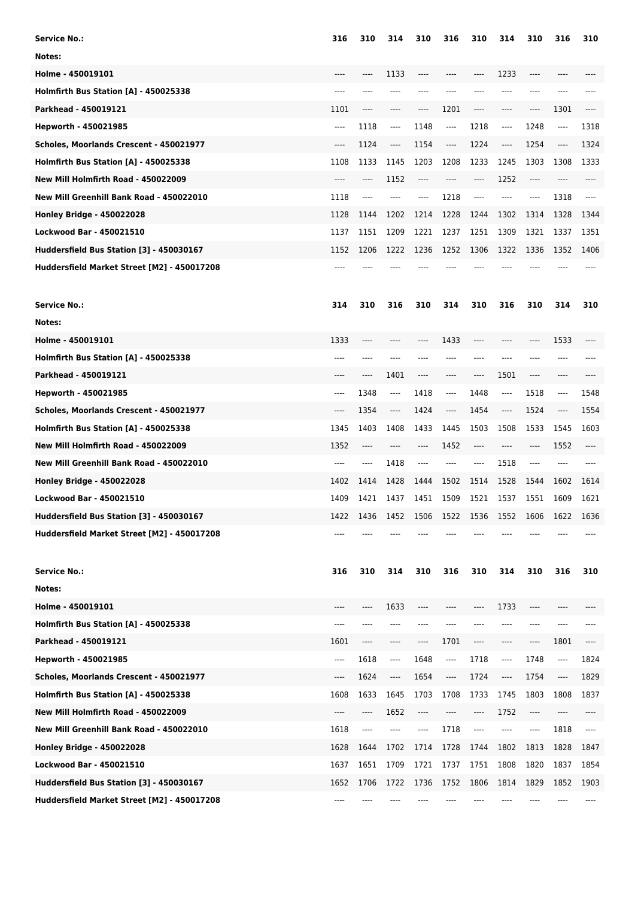| Service No.: | 316 | 310 | 314 | 310 | 316 | 310 | 314 | 310 | 316 | 310 |
|---|---|---|---|---|---|---|---|---|---|---|
| Notes: | | | | | | | | | | |
| Holme - 450019101 | ---- | ---- | 1133 | ---- | ---- | ---- | 1233 | ---- | ---- | ---- |
| Holmfirth Bus Station [A] - 450025338 | ---- | ---- | ---- | ---- | ---- | ---- | ---- | ---- | ---- | ---- |
| Parkhead - 450019121 | 1101 | ---- | ---- | ---- | 1201 | ---- | ---- | ---- | 1301 | ---- |
| Hepworth - 450021985 | ---- | 1118 | ---- | 1148 | ---- | 1218 | ---- | 1248 | ---- | 1318 |
| Scholes, Moorlands Crescent - 450021977 | ---- | 1124 | ---- | 1154 | ---- | 1224 | ---- | 1254 | ---- | 1324 |
| Holmfirth Bus Station [A] - 450025338 | 1108 | 1133 | 1145 | 1203 | 1208 | 1233 | 1245 | 1303 | 1308 | 1333 |
| New Mill Holmfirth Road - 450022009 | ---- | ---- | 1152 | ---- | ---- | ---- | 1252 | ---- | ---- | ---- |
| New Mill Greenhill Bank Road - 450022010 | 1118 | ---- | ---- | ---- | 1218 | ---- | ---- | ---- | 1318 | ---- |
| Honley Bridge - 450022028 | 1128 | 1144 | 1202 | 1214 | 1228 | 1244 | 1302 | 1314 | 1328 | 1344 |
| Lockwood Bar - 450021510 | 1137 | 1151 | 1209 | 1221 | 1237 | 1251 | 1309 | 1321 | 1337 | 1351 |
| Huddersfield Bus Station [3] - 450030167 | 1152 | 1206 | 1222 | 1236 | 1252 | 1306 | 1322 | 1336 | 1352 | 1406 |
| Huddersfield Market Street [M2] - 450017208 | ---- | ---- | ---- | ---- | ---- | ---- | ---- | ---- | ---- | ---- |

| Service No.: | 314 | 310 | 316 | 310 | 314 | 310 | 316 | 310 | 314 | 310 |
|---|---|---|---|---|---|---|---|---|---|---|
| Notes: | | | | | | | | | | |
| Holme - 450019101 | 1333 | ---- | ---- | ---- | 1433 | ---- | ---- | ---- | 1533 | ---- |
| Holmfirth Bus Station [A] - 450025338 | ---- | ---- | ---- | ---- | ---- | ---- | ---- | ---- | ---- | ---- |
| Parkhead - 450019121 | ---- | ---- | 1401 | ---- | ---- | ---- | 1501 | ---- | ---- | ---- |
| Hepworth - 450021985 | ---- | 1348 | ---- | 1418 | ---- | 1448 | ---- | 1518 | ---- | 1548 |
| Scholes, Moorlands Crescent - 450021977 | ---- | 1354 | ---- | 1424 | ---- | 1454 | ---- | 1524 | ---- | 1554 |
| Holmfirth Bus Station [A] - 450025338 | 1345 | 1403 | 1408 | 1433 | 1445 | 1503 | 1508 | 1533 | 1545 | 1603 |
| New Mill Holmfirth Road - 450022009 | 1352 | ---- | ---- | ---- | 1452 | ---- | ---- | ---- | 1552 | ---- |
| New Mill Greenhill Bank Road - 450022010 | ---- | ---- | 1418 | ---- | ---- | ---- | 1518 | ---- | ---- | ---- |
| Honley Bridge - 450022028 | 1402 | 1414 | 1428 | 1444 | 1502 | 1514 | 1528 | 1544 | 1602 | 1614 |
| Lockwood Bar - 450021510 | 1409 | 1421 | 1437 | 1451 | 1509 | 1521 | 1537 | 1551 | 1609 | 1621 |
| Huddersfield Bus Station [3] - 450030167 | 1422 | 1436 | 1452 | 1506 | 1522 | 1536 | 1552 | 1606 | 1622 | 1636 |
| Huddersfield Market Street [M2] - 450017208 | ---- | ---- | ---- | ---- | ---- | ---- | ---- | ---- | ---- | ---- |

| Service No.: | 316 | 310 | 314 | 310 | 316 | 310 | 314 | 310 | 316 | 310 |
|---|---|---|---|---|---|---|---|---|---|---|
| Notes: | | | | | | | | | | |
| Holme - 450019101 | ---- | ---- | 1633 | ---- | ---- | ---- | 1733 | ---- | ---- | ---- |
| Holmfirth Bus Station [A] - 450025338 | ---- | ---- | ---- | ---- | ---- | ---- | ---- | ---- | ---- | ---- |
| Parkhead - 450019121 | 1601 | ---- | ---- | ---- | 1701 | ---- | ---- | ---- | 1801 | ---- |
| Hepworth - 450021985 | ---- | 1618 | ---- | 1648 | ---- | 1718 | ---- | 1748 | ---- | 1824 |
| Scholes, Moorlands Crescent - 450021977 | ---- | 1624 | ---- | 1654 | ---- | 1724 | ---- | 1754 | ---- | 1829 |
| Holmfirth Bus Station [A] - 450025338 | 1608 | 1633 | 1645 | 1703 | 1708 | 1733 | 1745 | 1803 | 1808 | 1837 |
| New Mill Holmfirth Road - 450022009 | ---- | ---- | 1652 | ---- | ---- | ---- | 1752 | ---- | ---- | ---- |
| New Mill Greenhill Bank Road - 450022010 | 1618 | ---- | ---- | ---- | 1718 | ---- | ---- | ---- | 1818 | ---- |
| Honley Bridge - 450022028 | 1628 | 1644 | 1702 | 1714 | 1728 | 1744 | 1802 | 1813 | 1828 | 1847 |
| Lockwood Bar - 450021510 | 1637 | 1651 | 1709 | 1721 | 1737 | 1751 | 1808 | 1820 | 1837 | 1854 |
| Huddersfield Bus Station [3] - 450030167 | 1652 | 1706 | 1722 | 1736 | 1752 | 1806 | 1814 | 1829 | 1852 | 1903 |
| Huddersfield Market Street [M2] - 450017208 | ---- | ---- | ---- | ---- | ---- | ---- | ---- | ---- | ---- | ---- |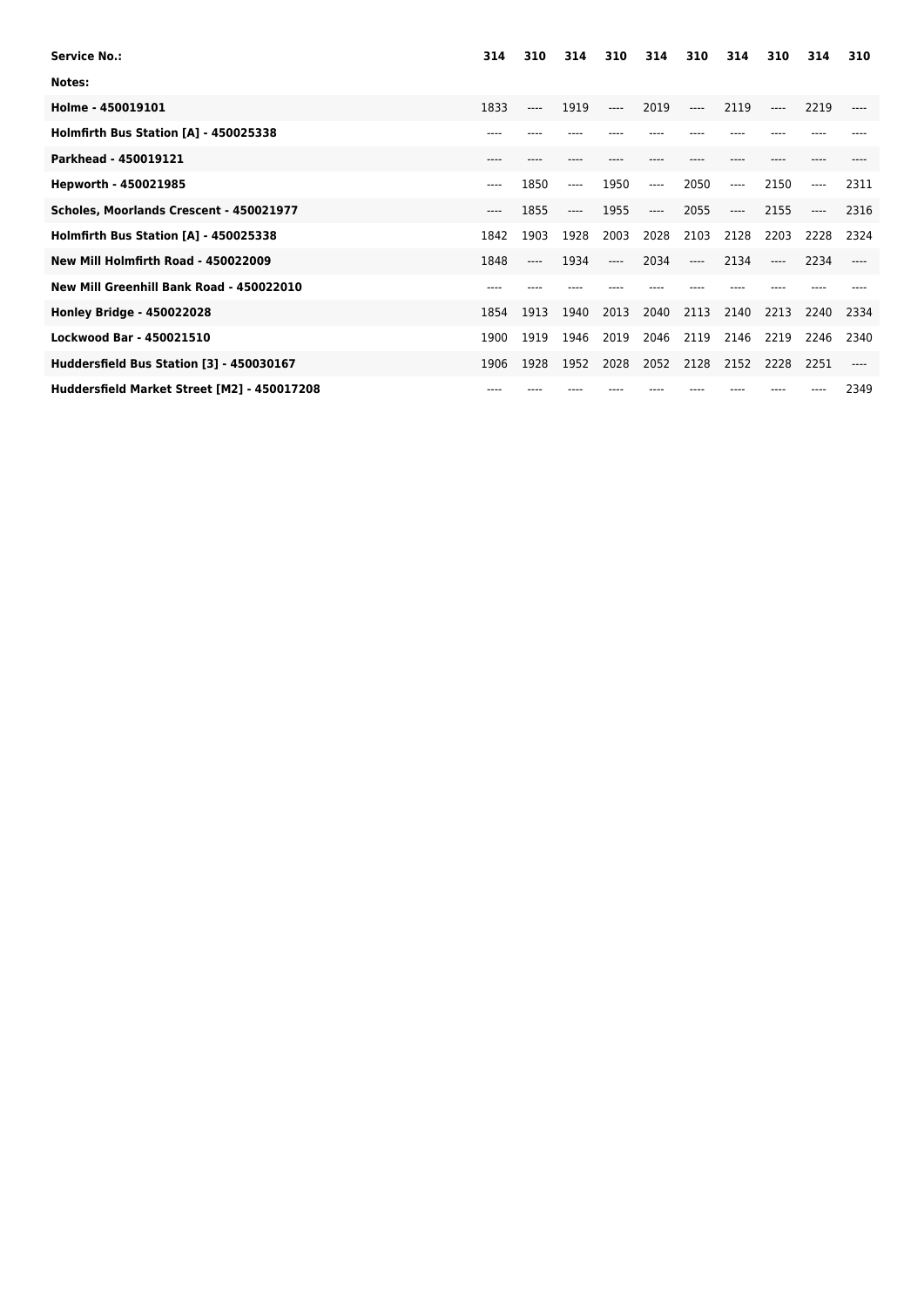| Service No.: | 314 | 310 | 314 | 310 | 314 | 310 | 314 | 310 | 314 | 310 |
|---|---|---|---|---|---|---|---|---|---|---|
| Notes: | | | | | | | | | | |
| Holme - 450019101 | 1833 | ---- | 1919 | ---- | 2019 | ---- | 2119 | ---- | 2219 | ---- |
| Holmfirth Bus Station [A] - 450025338 | ---- | ---- | ---- | ---- | ---- | ---- | ---- | ---- | ---- | ---- |
| Parkhead - 450019121 | ---- | ---- | ---- | ---- | ---- | ---- | ---- | ---- | ---- | ---- |
| Hepworth - 450021985 | ---- | 1850 | ---- | 1950 | ---- | 2050 | ---- | 2150 | ---- | 2311 |
| Scholes, Moorlands Crescent - 450021977 | ---- | 1855 | ---- | 1955 | ---- | 2055 | ---- | 2155 | ---- | 2316 |
| Holmfirth Bus Station [A] - 450025338 | 1842 | 1903 | 1928 | 2003 | 2028 | 2103 | 2128 | 2203 | 2228 | 2324 |
| New Mill Holmfirth Road - 450022009 | 1848 | ---- | 1934 | ---- | 2034 | ---- | 2134 | ---- | 2234 | ---- |
| New Mill Greenhill Bank Road - 450022010 | ---- | ---- | ---- | ---- | ---- | ---- | ---- | ---- | ---- | ---- |
| Honley Bridge - 450022028 | 1854 | 1913 | 1940 | 2013 | 2040 | 2113 | 2140 | 2213 | 2240 | 2334 |
| Lockwood Bar - 450021510 | 1900 | 1919 | 1946 | 2019 | 2046 | 2119 | 2146 | 2219 | 2246 | 2340 |
| Huddersfield Bus Station [3] - 450030167 | 1906 | 1928 | 1952 | 2028 | 2052 | 2128 | 2152 | 2228 | 2251 | ---- |
| Huddersfield Market Street [M2] - 450017208 | ---- | ---- | ---- | ---- | ---- | ---- | ---- | ---- | ---- | 2349 |